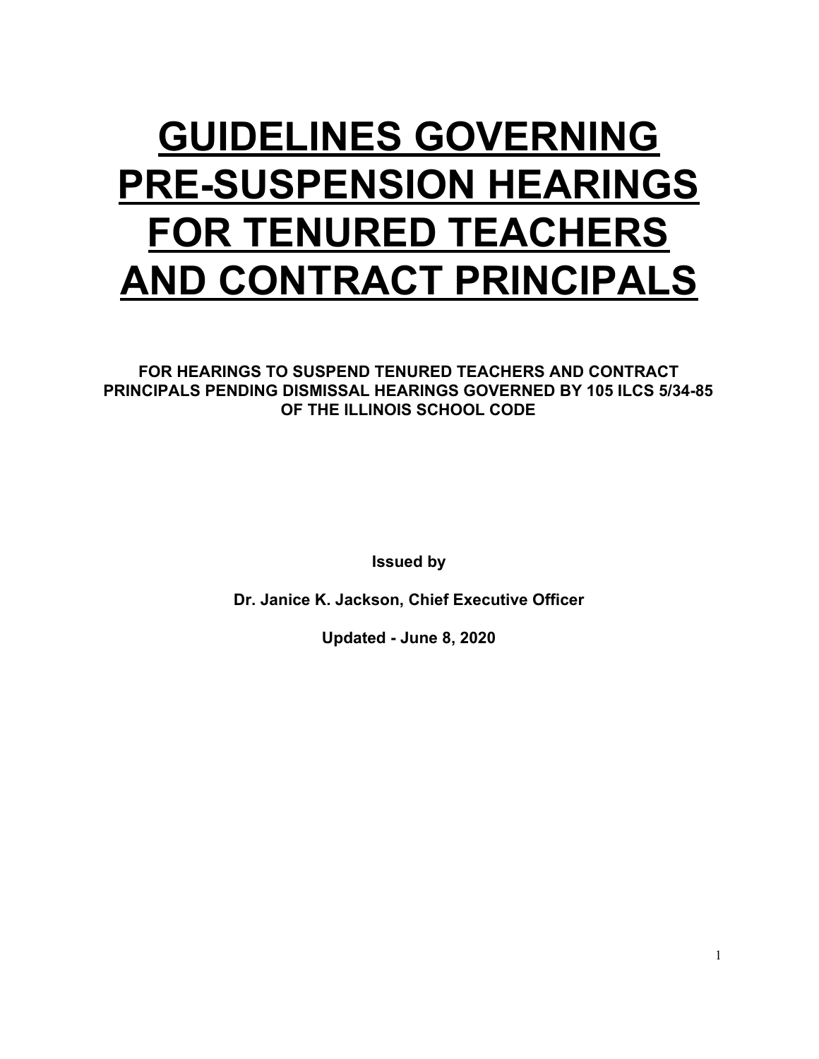# GUIDELINES GOVERNING PRE-SUSPENSION HEARINGS FOR TENURED TEACHERS AND CONTRACT PRINCIPALS

**FOR HEARINGS TO SUSPEND TENURED TEACHERS AND CONTRACT PRINCIPALS PENDING DISMISSAL HEARINGS GOVERNED BY 105 ILCS 5/34-85 OF THE ILLINOIS SCHOOL CODE**

**Issued by**

**Dr. Janice K. Jackson, Chief Executive Officer**

**Updated - June 8, 2020**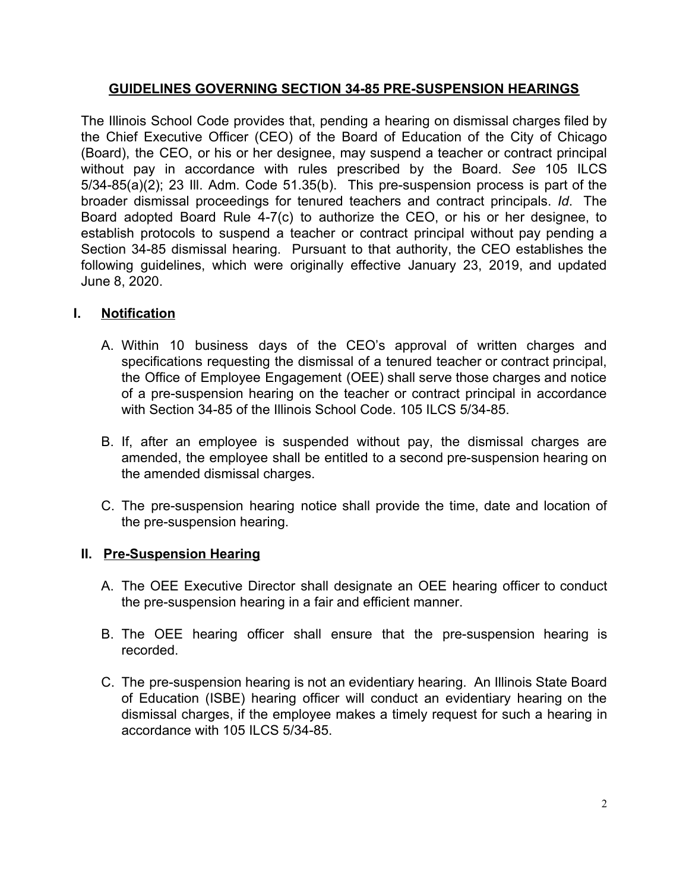## GUIDELINES GOVERNING SECTION 34-85 PRE-SUSPENSION HEARINGS

The Illinois School Code provides that, pending a hearing on dismissal charges filed by the Chief Executive Officer (CEO) of the Board of Education of the City of Chicago (Board), the CEO, or his or her designee, may suspend a teacher or contract principal without pay in accordance with rules prescribed by the Board. *See* 105 ILCS 5/34-85(a)(2); 23 Ill. Adm. Code 51.35(b). This pre-suspension process is part of the broader dismissal proceedings for tenured teachers and contract principals. *Id*. The Board adopted Board Rule 4-7(c) to authorize the CEO, or his or her designee, to establish protocols to suspend a teacher or contract principal without pay pending a Section 34-85 dismissal hearing. Pursuant to that authority, the CEO establishes the following guidelines, which were originally effective January 23, 2019, and updated June 8, 2020.

### I. Notification

A. Within 10 business days of the CEO's approval of written charges and specifications requesting the dismissal of a tenured teacher or contract principal, the Office of Employee Engagement (OEE) shall serve those charges and notice of a pre-suspension hearing on the teacher or contract principal in accordance with Section 34-85 of the Illinois School Code. 105 ILCS 5/34-85.

B. If, after an employee is suspended without pay, the dismissal charges are amended, the employee shall be entitled to a second pre-suspension hearing on the amended dismissal charges.

C. The pre-suspension hearing notice shall provide the time, date and location of the pre-suspension hearing.

### II. Pre-Suspension Hearing

A. The OEE Executive Director shall designate an OEE hearing officer to conduct the pre-suspension hearing in a fair and efficient manner.

B. The OEE hearing officer shall ensure that the pre-suspension hearing is recorded.

C. The pre-suspension hearing is not an evidentiary hearing. An Illinois State Board of Education (ISBE) hearing officer will conduct an evidentiary hearing on the dismissal charges, if the employee makes a timely request for such a hearing in accordance with 105 ILCS 5/34-85.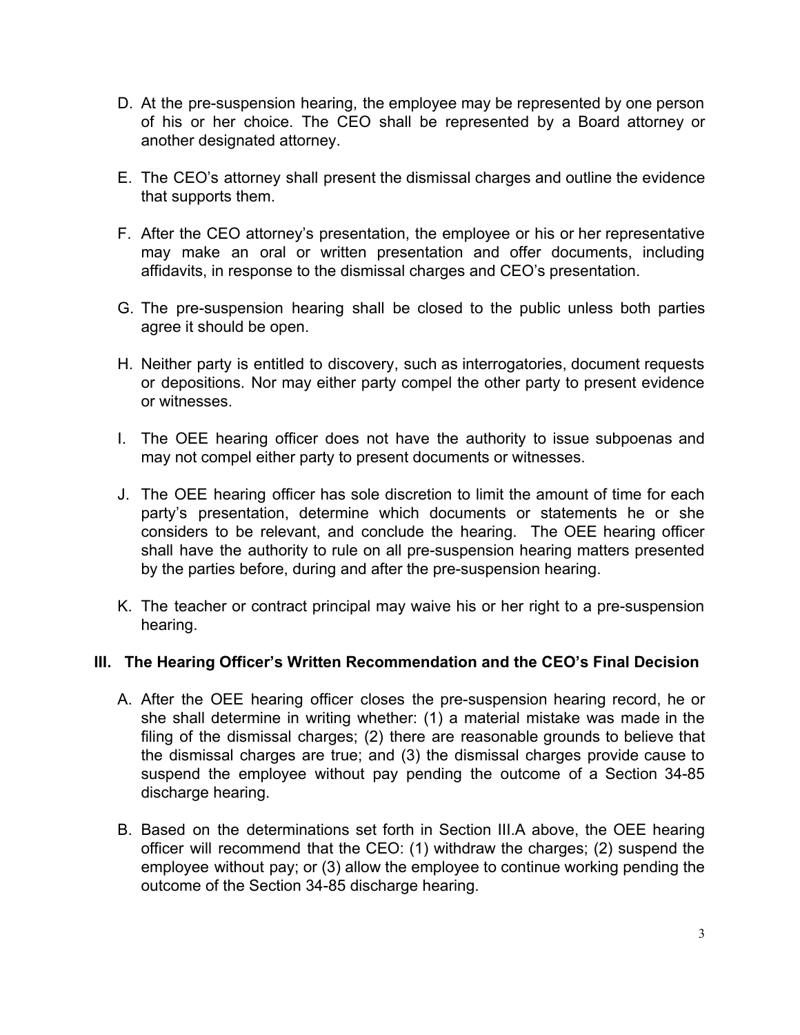D. At the pre-suspension hearing, the employee may be represented by one person of his or her choice. The CEO shall be represented by a Board attorney or another designated attorney.

E. The CEO's attorney shall present the dismissal charges and outline the evidence that supports them.

F. After the CEO attorney's presentation, the employee or his or her representative may make an oral or written presentation and offer documents, including affidavits, in response to the dismissal charges and CEO's presentation.

G. The pre-suspension hearing shall be closed to the public unless both parties agree it should be open.

H. Neither party is entitled to discovery, such as interrogatories, document requests or depositions. Nor may either party compel the other party to present evidence or witnesses.

I. The OEE hearing officer does not have the authority to issue subpoenas and may not compel either party to present documents or witnesses.

J. The OEE hearing officer has sole discretion to limit the amount of time for each party's presentation, determine which documents or statements he or she considers to be relevant, and conclude the hearing. The OEE hearing officer shall have the authority to rule on all pre-suspension hearing matters presented by the parties before, during and after the pre-suspension hearing.

K. The teacher or contract principal may waive his or her right to a pre-suspension hearing.

## III. The Hearing Officer's Written Recommendation and the CEO's Final Decision

A. After the OEE hearing officer closes the pre-suspension hearing record, he or she shall determine in writing whether: (1) a material mistake was made in the filing of the dismissal charges; (2) there are reasonable grounds to believe that the dismissal charges are true; and (3) the dismissal charges provide cause to suspend the employee without pay pending the outcome of a Section 34-85 discharge hearing.

B. Based on the determinations set forth in Section III.A above, the OEE hearing officer will recommend that the CEO: (1) withdraw the charges; (2) suspend the employee without pay; or (3) allow the employee to continue working pending the outcome of the Section 34-85 discharge hearing.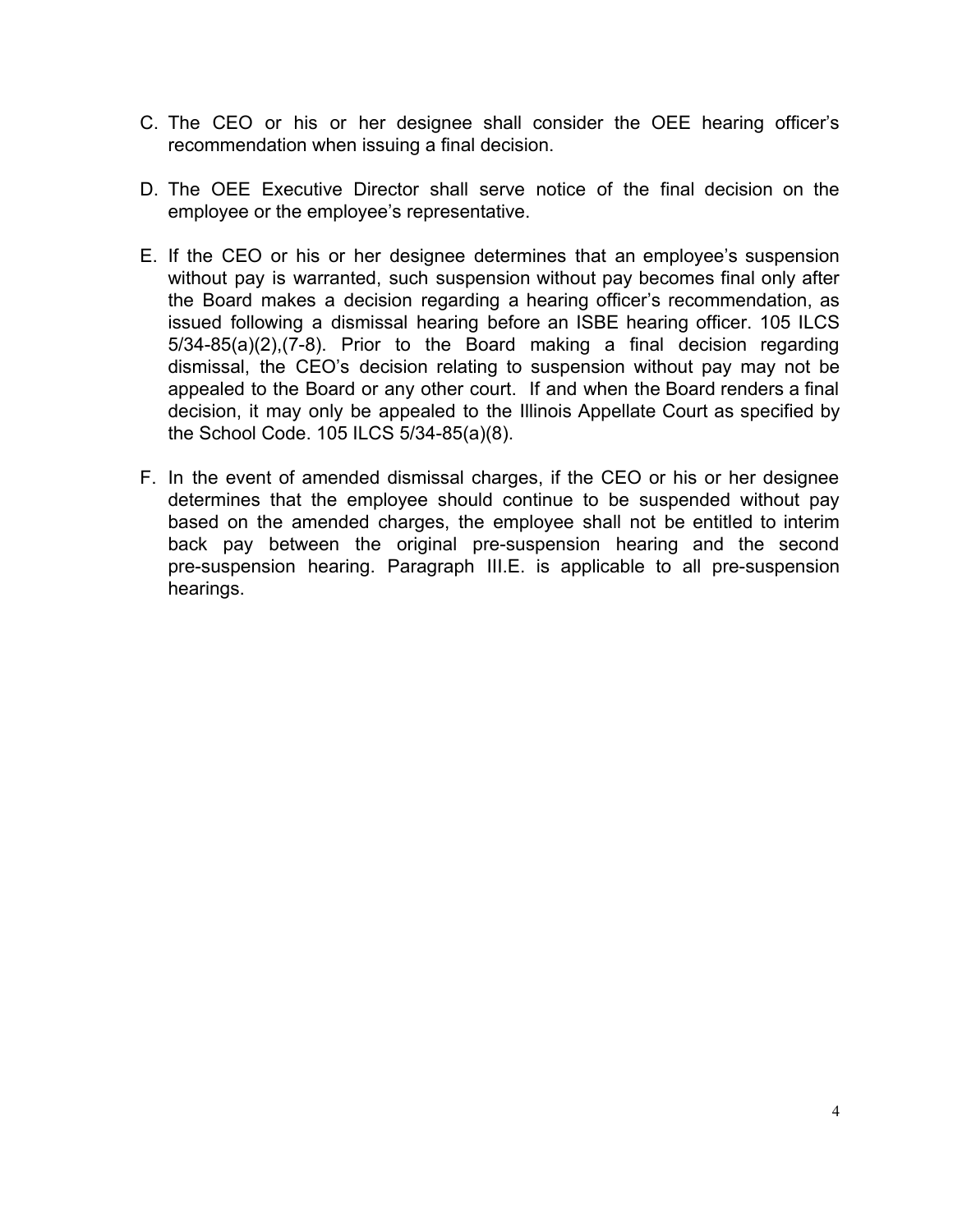C. The CEO or his or her designee shall consider the OEE hearing officer's recommendation when issuing a final decision.

D. The OEE Executive Director shall serve notice of the final decision on the employee or the employee's representative.

E. If the CEO or his or her designee determines that an employee's suspension without pay is warranted, such suspension without pay becomes final only after the Board makes a decision regarding a hearing officer's recommendation, as issued following a dismissal hearing before an ISBE hearing officer. 105 ILCS 5/34-85(a)(2),(7-8). Prior to the Board making a final decision regarding dismissal, the CEO's decision relating to suspension without pay may not be appealed to the Board or any other court. If and when the Board renders a final decision, it may only be appealed to the Illinois Appellate Court as specified by the School Code. 105 ILCS 5/34-85(a)(8).

F. In the event of amended dismissal charges, if the CEO or his or her designee determines that the employee should continue to be suspended without pay based on the amended charges, the employee shall not be entitled to interim back pay between the original pre-suspension hearing and the second pre-suspension hearing. Paragraph III.E. is applicable to all pre-suspension hearings.